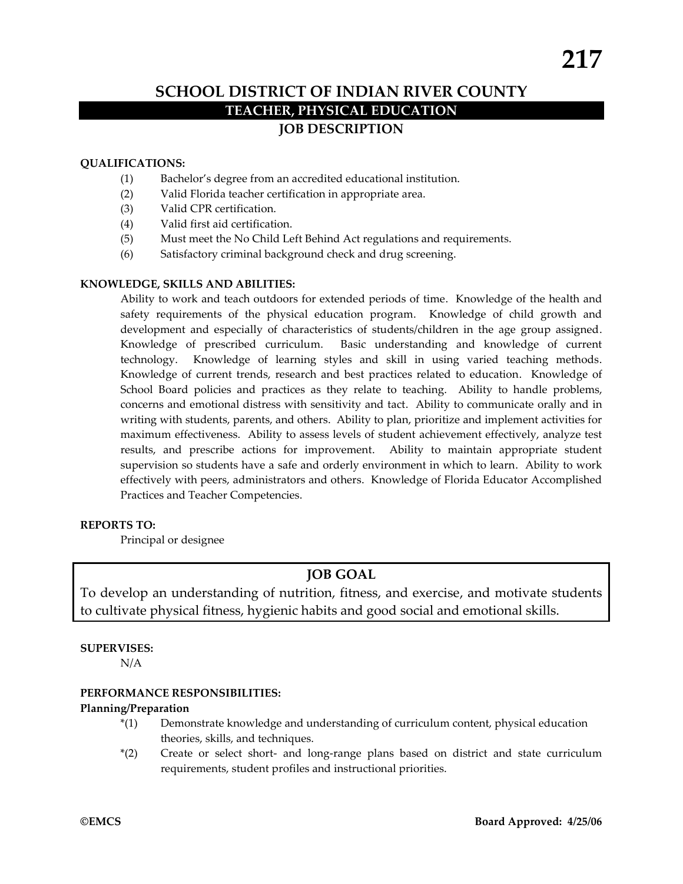# SCHOOL DISTRICT OF INDIAN RIVER COUNTY

## TEACHER, PHYSICAL EDUCATION

## JOB DESCRIPTION

**QUALIFICATIONS:**

(1) Bachelor's degree from an accredited educational institution.
(2) Valid Florida teacher certification in appropriate area.
(3) Valid CPR certification.
(4) Valid first aid certification.
(5) Must meet the No Child Left Behind Act regulations and requirements.
(6) Satisfactory criminal background check and drug screening.

**KNOWLEDGE, SKILLS AND ABILITIES:**

Ability to work and teach outdoors for extended periods of time. Knowledge of the health and safety requirements of the physical education program. Knowledge of child growth and development and especially of characteristics of students/children in the age group assigned. Knowledge of prescribed curriculum. Basic understanding and knowledge of current technology. Knowledge of learning styles and skill in using varied teaching methods. Knowledge of current trends, research and best practices related to education. Knowledge of School Board policies and practices as they relate to teaching. Ability to handle problems, concerns and emotional distress with sensitivity and tact. Ability to communicate orally and in writing with students, parents, and others. Ability to plan, prioritize and implement activities for maximum effectiveness. Ability to assess levels of student achievement effectively, analyze test results, and prescribe actions for improvement. Ability to maintain appropriate student supervision so students have a safe and orderly environment in which to learn. Ability to work effectively with peers, administrators and others. Knowledge of Florida Educator Accomplished Practices and Teacher Competencies.

**REPORTS TO:**

Principal or designee

**JOB GOAL**

To develop an understanding of nutrition, fitness, and exercise, and motivate students to cultivate physical fitness, hygienic habits and good social and emotional skills.

**SUPERVISES:**

N/A

**PERFORMANCE RESPONSIBILITIES:**

**Planning/Preparation**

*(1) Demonstrate knowledge and understanding of curriculum content, physical education theories, skills, and techniques.
*(2) Create or select short- and long-range plans based on district and state curriculum requirements, student profiles and instructional priorities.

©EMCS Board Approved: 4/25/06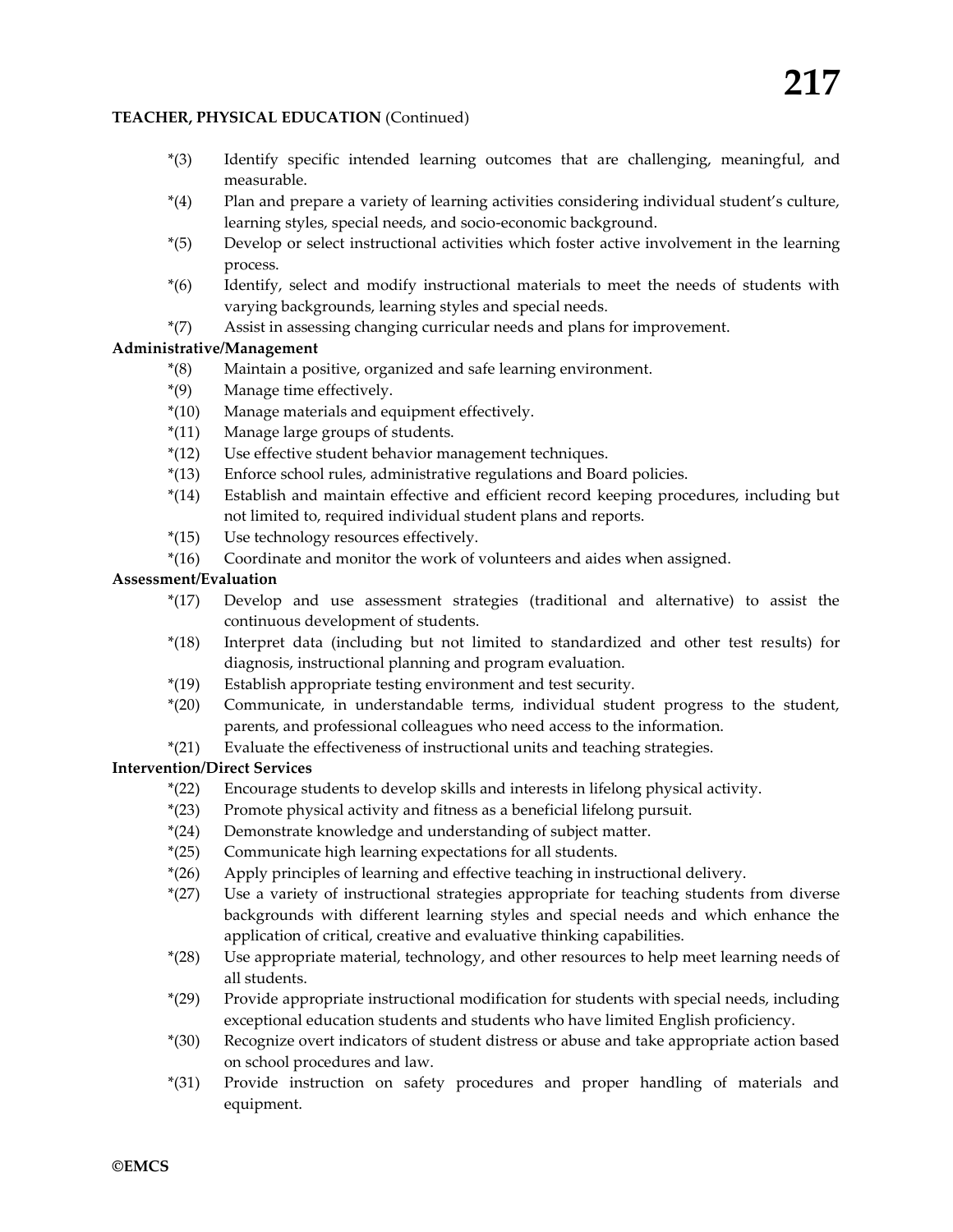**TEACHER, PHYSICAL EDUCATION** (Continued)

- *(3) Identify specific intended learning outcomes that are challenging, meaningful, and measurable.
- *(4) Plan and prepare a variety of learning activities considering individual student's culture, learning styles, special needs, and socio-economic background.
- *(5) Develop or select instructional activities which foster active involvement in the learning process.
- *(6) Identify, select and modify instructional materials to meet the needs of students with varying backgrounds, learning styles and special needs.
- *(7) Assist in assessing changing curricular needs and plans for improvement.

**Administrative/Management**

- *(8) Maintain a positive, organized and safe learning environment.
- *(9) Manage time effectively.
- *(10) Manage materials and equipment effectively.
- *(11) Manage large groups of students.
- *(12) Use effective student behavior management techniques.
- *(13) Enforce school rules, administrative regulations and Board policies.
- *(14) Establish and maintain effective and efficient record keeping procedures, including but not limited to, required individual student plans and reports.
- *(15) Use technology resources effectively.
- *(16) Coordinate and monitor the work of volunteers and aides when assigned.

**Assessment/Evaluation**

- *(17) Develop and use assessment strategies (traditional and alternative) to assist the continuous development of students.
- *(18) Interpret data (including but not limited to standardized and other test results) for diagnosis, instructional planning and program evaluation.
- *(19) Establish appropriate testing environment and test security.
- *(20) Communicate, in understandable terms, individual student progress to the student, parents, and professional colleagues who need access to the information.
- *(21) Evaluate the effectiveness of instructional units and teaching strategies.

**Intervention/Direct Services**

- *(22) Encourage students to develop skills and interests in lifelong physical activity.
- *(23) Promote physical activity and fitness as a beneficial lifelong pursuit.
- *(24) Demonstrate knowledge and understanding of subject matter.
- *(25) Communicate high learning expectations for all students.
- *(26) Apply principles of learning and effective teaching in instructional delivery.
- *(27) Use a variety of instructional strategies appropriate for teaching students from diverse backgrounds with different learning styles and special needs and which enhance the application of critical, creative and evaluative thinking capabilities.
- *(28) Use appropriate material, technology, and other resources to help meet learning needs of all students.
- *(29) Provide appropriate instructional modification for students with special needs, including exceptional education students and students who have limited English proficiency.
- *(30) Recognize overt indicators of student distress or abuse and take appropriate action based on school procedures and law.
- *(31) Provide instruction on safety procedures and proper handling of materials and equipment.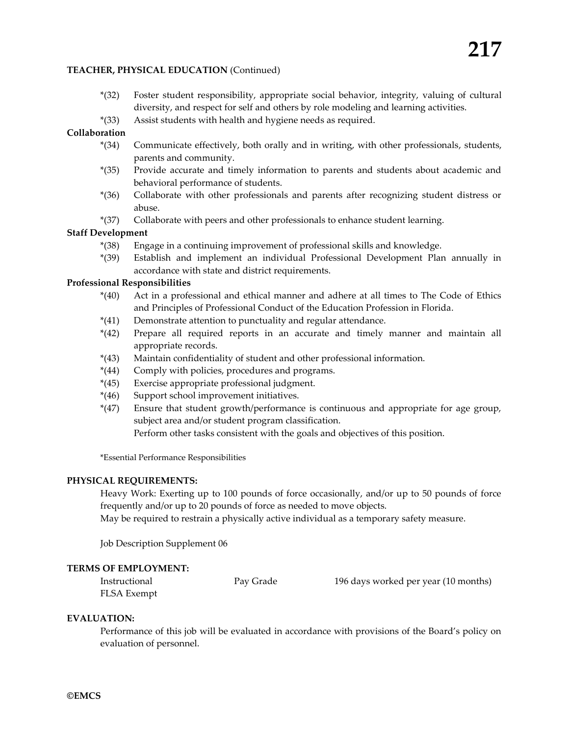**TEACHER, PHYSICAL EDUCATION** (Continued)

- *(32) Foster student responsibility, appropriate social behavior, integrity, valuing of cultural diversity, and respect for self and others by role modeling and learning activities.
- *(33) Assist students with health and hygiene needs as required.

**Collaboration**

- *(34) Communicate effectively, both orally and in writing, with other professionals, students, parents and community.
- *(35) Provide accurate and timely information to parents and students about academic and behavioral performance of students.
- *(36) Collaborate with other professionals and parents after recognizing student distress or abuse.
- *(37) Collaborate with peers and other professionals to enhance student learning.

**Staff Development**

- *(38) Engage in a continuing improvement of professional skills and knowledge.
- *(39) Establish and implement an individual Professional Development Plan annually in accordance with state and district requirements.

**Professional Responsibilities**

- *(40) Act in a professional and ethical manner and adhere at all times to The Code of Ethics and Principles of Professional Conduct of the Education Profession in Florida.
- *(41) Demonstrate attention to punctuality and regular attendance.
- *(42) Prepare all required reports in an accurate and timely manner and maintain all appropriate records.
- *(43) Maintain confidentiality of student and other professional information.
- *(44) Comply with policies, procedures and programs.
- *(45) Exercise appropriate professional judgment.
- *(46) Support school improvement initiatives.
- *(47) Ensure that student growth/performance is continuous and appropriate for age group, subject area and/or student program classification.

Perform other tasks consistent with the goals and objectives of this position.

*Essential Performance Responsibilities

**PHYSICAL REQUIREMENTS:**

Heavy Work: Exerting up to 100 pounds of force occasionally, and/or up to 50 pounds of force frequently and/or up to 20 pounds of force as needed to move objects.
May be required to restrain a physically active individual as a temporary safety measure.

Job Description Supplement 06

**TERMS OF EMPLOYMENT:**

| | | |
|---|---|---|
| Instructional | Pay Grade | 196 days worked per year (10 months) |
| FLSA Exempt | | |

**EVALUATION:**

Performance of this job will be evaluated in accordance with provisions of the Board's policy on evaluation of personnel.

**©EMCS**